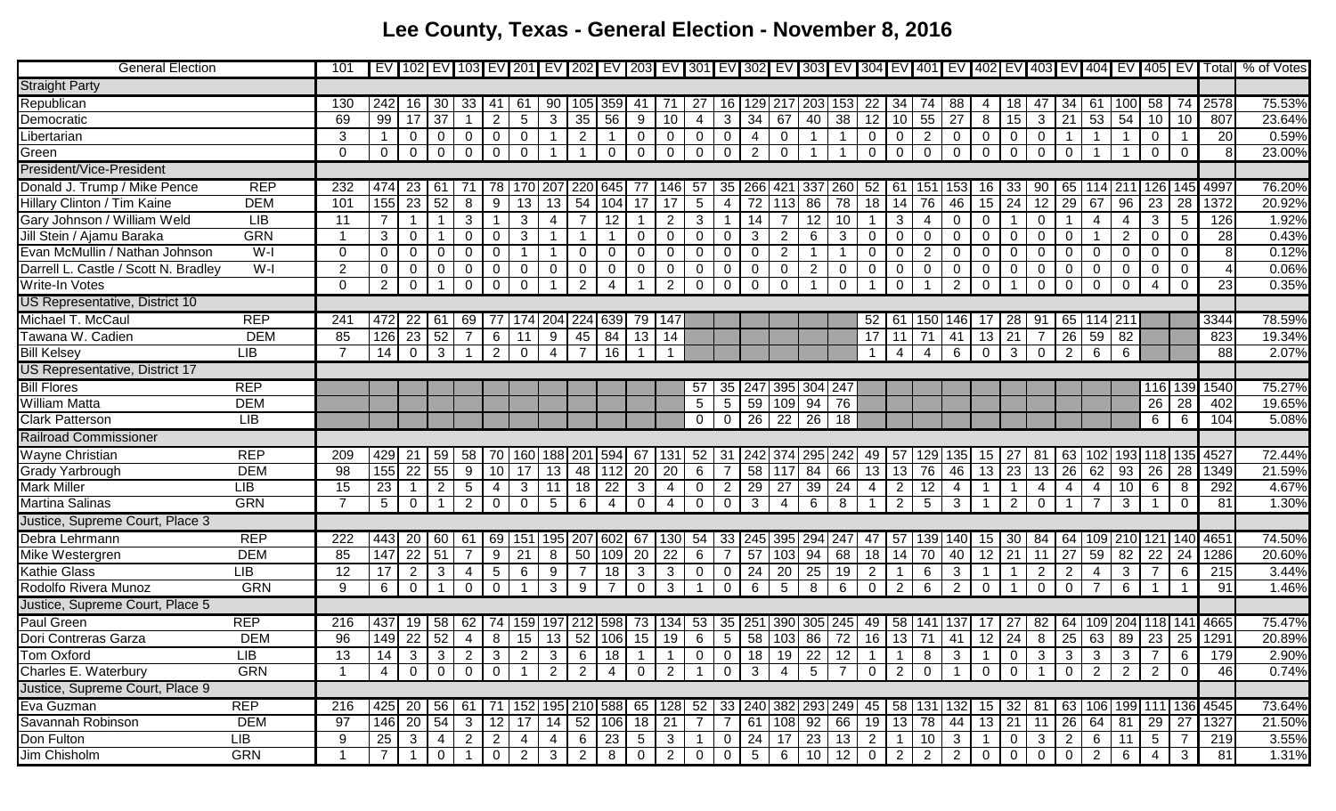# Lee County, Texas - General Election - November 8, 2016

| General Election | | 101 | EV | 102 | EV | 103 | EV | 201 | EV | 202 | EV | 203 | EV | 301 | EV | 302 | EV | 303 | EV | 304 | EV | 401 | EV | 402 | EV | 403 | EV | 404 | EV | 405 | EV | Total | % of Votes |
|---|---|---|---|---|---|---|---|---|---|---|---|---|---|---|---|---|---|---|---|---|---|---|---|---|---|---|---|---|---|---|---|---|---|
| **Straight Party** | | | | | | | | | | | | | | | | | | | | | | | | | | | | | | | | | |
| Republican | | 130 | 242 | 16 | 30 | 33 | 41 | 61 | 90 | 105 | 359 | 41 | 71 | 27 | 16 | 129 | 217 | 203 | 153 | 22 | 34 | 74 | 88 | 4 | 18 | 47 | 34 | 61 | 100 | 58 | 74 | 2578 | 75.53% |
| Democratic | | 69 | 99 | 17 | 37 | 1 | 2 | 5 | 3 | 35 | 56 | 9 | 10 | 4 | 3 | 34 | 67 | 40 | 38 | 12 | 10 | 55 | 27 | 8 | 15 | 3 | 21 | 53 | 54 | 10 | 10 | 807 | 23.64% |
| Libertarian | | 3 | 1 | 0 | 0 | 0 | 0 | 0 | 1 | 2 | 1 | 0 | 0 | 0 | 0 | 4 | 0 | 1 | 1 | 0 | 0 | 2 | 0 | 0 | 0 | 0 | 1 | 1 | 1 | 0 | 1 | 20 | 0.59% |
| Green | | 0 | 0 | 0 | 0 | 0 | 0 | 0 | 1 | 1 | 0 | 0 | 0 | 0 | 0 | 2 | 0 | 1 | 1 | 0 | 0 | 0 | 0 | 0 | 0 | 0 | 0 | 1 | 1 | 0 | 0 | 8 | 23.00% |
| **President/Vice-President** | | | | | | | | | | | | | | | | | | | | | | | | | | | | | | | | | |
| Donald J. Trump / Mike Pence | REP | 232 | 474 | 23 | 61 | 71 | 78 | 170 | 207 | 220 | 645 | 77 | 146 | 57 | 35 | 266 | 421 | 337 | 260 | 52 | 61 | 151 | 153 | 16 | 33 | 90 | 65 | 114 | 211 | 126 | 145 | 4997 | 76.20% |
| Hillary Clinton / Tim Kaine | DEM | 101 | 155 | 23 | 52 | 8 | 9 | 13 | 13 | 54 | 104 | 17 | 17 | 5 | 4 | 72 | 113 | 86 | 78 | 18 | 14 | 76 | 46 | 15 | 24 | 12 | 29 | 67 | 96 | 23 | 28 | 1372 | 20.92% |
| Gary Johnson / William Weld | LIB | 11 | 7 | 1 | 1 | 3 | 1 | 3 | 4 | 7 | 12 | 1 | 2 | 3 | 1 | 14 | 7 | 12 | 10 | 1 | 3 | 4 | 0 | 0 | 1 | 0 | 1 | 4 | 4 | 3 | 5 | 126 | 1.92% |
| Jill Stein / Ajamu Baraka | GRN | 1 | 3 | 0 | 1 | 0 | 0 | 3 | 1 | 1 | 1 | 0 | 0 | 0 | 0 | 3 | 2 | 6 | 3 | 0 | 0 | 0 | 0 | 0 | 0 | 0 | 0 | 1 | 2 | 0 | 0 | 28 | 0.43% |
| Evan McMullin / Nathan Johnson | W-I | 0 | 0 | 0 | 0 | 0 | 0 | 1 | 1 | 0 | 0 | 0 | 0 | 0 | 0 | 0 | 2 | 1 | 1 | 0 | 0 | 2 | 0 | 0 | 0 | 0 | 0 | 0 | 0 | 0 | 0 | 8 | 0.12% |
| Darrell L. Castle / Scott N. Bradley | W-I | 2 | 0 | 0 | 0 | 0 | 0 | 0 | 0 | 0 | 0 | 0 | 0 | 0 | 0 | 0 | 0 | 2 | 0 | 0 | 0 | 0 | 0 | 0 | 0 | 0 | 0 | 0 | 0 | 0 | 0 | 4 | 0.06% |
| Write-In Votes | | 0 | 2 | 0 | 1 | 0 | 0 | 0 | 1 | 2 | 4 | 1 | 2 | 0 | 0 | 0 | 0 | 1 | 0 | 1 | 0 | 1 | 2 | 0 | 1 | 0 | 0 | 0 | 0 | 4 | 0 | 23 | 0.35% |
| **US Representative, District 10** | | | | | | | | | | | | | | | | | | | | | | | | | | | | | | | | | |
| Michael T. McCaul | REP | 241 | 472 | 22 | 61 | 69 | 77 | 174 | 204 | 224 | 639 | 79 | 147 | | | | | | | 52 | 61 | 150 | 146 | 17 | 28 | 91 | 65 | 114 | 211 | | | 3344 | 78.59% |
| Tawana W. Cadien | DEM | 85 | 126 | 23 | 52 | 7 | 6 | 11 | 9 | 45 | 84 | 13 | 14 | | | | | | | 17 | 11 | 71 | 41 | 13 | 21 | 7 | 26 | 59 | 82 | | | 823 | 19.34% |
| Bill Kelsey | LIB | 7 | 14 | 0 | 3 | 1 | 2 | 0 | 4 | 7 | 16 | 1 | 1 | | | | | | | 1 | 4 | 4 | 6 | 0 | 3 | 0 | 2 | 6 | 6 | | | 88 | 2.07% |
| **US Representative, District 17** | | | | | | | | | | | | | | | | | | | | | | | | | | | | | | | | | |
| Bill Flores | REP | | | | | | | | | | | | | 57 | 35 | 247 | 395 | 304 | 247 | | | | | | | | | | | 116 | 139 | 1540 | 75.27% |
| William Matta | DEM | | | | | | | | | | | | | 5 | 5 | 59 | 109 | 94 | 76 | | | | | | | | | | | 26 | 28 | 402 | 19.65% |
| Clark Patterson | LIB | | | | | | | | | | | | | 0 | 0 | 26 | 22 | 26 | 18 | | | | | | | | | | | 6 | 6 | 104 | 5.08% |
| **Railroad Commissioner** | | | | | | | | | | | | | | | | | | | | | | | | | | | | | | | | | |
| Wayne Christian | REP | 209 | 429 | 21 | 59 | 58 | 70 | 160 | 188 | 201 | 594 | 67 | 131 | 52 | 31 | 242 | 374 | 295 | 242 | 49 | 57 | 129 | 135 | 15 | 27 | 81 | 63 | 102 | 193 | 118 | 135 | 4527 | 72.44% |
| Grady Yarbrough | DEM | 98 | 155 | 22 | 55 | 9 | 10 | 17 | 13 | 48 | 112 | 20 | 20 | 6 | 7 | 58 | 117 | 84 | 66 | 13 | 13 | 76 | 46 | 13 | 23 | 13 | 26 | 62 | 93 | 26 | 28 | 1349 | 21.59% |
| Mark Miller | LIB | 15 | 23 | 1 | 2 | 5 | 4 | 3 | 11 | 18 | 22 | 3 | 4 | 0 | 2 | 29 | 27 | 39 | 24 | 4 | 2 | 12 | 4 | 1 | 1 | 4 | 4 | 4 | 10 | 6 | 8 | 292 | 4.67% |
| Martina Salinas | GRN | 7 | 5 | 0 | 1 | 2 | 0 | 0 | 5 | 6 | 4 | 0 | 4 | 0 | 0 | 3 | 4 | 6 | 8 | 1 | 2 | 5 | 3 | 1 | 2 | 0 | 1 | 7 | 3 | 1 | 0 | 81 | 1.30% |
| **Justice, Supreme Court, Place 3** | | | | | | | | | | | | | | | | | | | | | | | | | | | | | | | | | |
| Debra Lehrmann | REP | 222 | 443 | 20 | 60 | 61 | 69 | 151 | 195 | 207 | 602 | 67 | 130 | 54 | 33 | 245 | 395 | 294 | 247 | 47 | 57 | 139 | 140 | 15 | 30 | 84 | 64 | 109 | 210 | 121 | 140 | 4651 | 74.50% |
| Mike Westergren | DEM | 85 | 147 | 22 | 51 | 7 | 9 | 21 | 8 | 50 | 109 | 20 | 22 | 6 | 7 | 57 | 103 | 94 | 68 | 18 | 14 | 70 | 40 | 12 | 21 | 11 | 27 | 59 | 82 | 22 | 24 | 1286 | 20.60% |
| Kathie Glass | LIB | 12 | 17 | 2 | 3 | 4 | 5 | 6 | 9 | 7 | 18 | 3 | 3 | 0 | 0 | 24 | 20 | 25 | 19 | 2 | 1 | 6 | 3 | 1 | 1 | 2 | 2 | 4 | 3 | 7 | 6 | 215 | 3.44% |
| Rodolfo Rivera Munoz | GRN | 9 | 6 | 0 | 1 | 0 | 0 | 1 | 3 | 9 | 7 | 0 | 3 | 1 | 0 | 6 | 5 | 8 | 6 | 0 | 2 | 6 | 2 | 0 | 1 | 0 | 0 | 7 | 6 | 1 | 1 | 91 | 1.46% |
| **Justice, Supreme Court, Place 5** | | | | | | | | | | | | | | | | | | | | | | | | | | | | | | | | | |
| Paul Green | REP | 216 | 437 | 19 | 58 | 62 | 74 | 159 | 197 | 212 | 598 | 73 | 134 | 53 | 35 | 251 | 390 | 305 | 245 | 49 | 58 | 141 | 137 | 17 | 27 | 82 | 64 | 109 | 204 | 118 | 141 | 4665 | 75.47% |
| Dori Contreras Garza | DEM | 96 | 149 | 22 | 52 | 4 | 8 | 15 | 13 | 52 | 106 | 15 | 19 | 6 | 5 | 58 | 103 | 86 | 72 | 16 | 13 | 71 | 41 | 12 | 24 | 8 | 25 | 63 | 89 | 23 | 25 | 1291 | 20.89% |
| Tom Oxford | LIB | 13 | 14 | 3 | 3 | 2 | 3 | 2 | 3 | 6 | 18 | 1 | 1 | 0 | 0 | 18 | 19 | 22 | 12 | 1 | 1 | 8 | 3 | 1 | 0 | 3 | 3 | 3 | 3 | 7 | 6 | 179 | 2.90% |
| Charles E. Waterbury | GRN | 1 | 4 | 0 | 0 | 0 | 0 | 1 | 2 | 2 | 4 | 0 | 2 | 1 | 0 | 3 | 4 | 5 | 7 | 0 | 2 | 0 | 1 | 0 | 0 | 1 | 0 | 2 | 2 | 2 | 0 | 46 | 0.74% |
| **Justice, Supreme Court, Place 9** | | | | | | | | | | | | | | | | | | | | | | | | | | | | | | | | | |
| Eva Guzman | REP | 216 | 425 | 20 | 56 | 61 | 71 | 152 | 195 | 210 | 588 | 65 | 128 | 52 | 33 | 240 | 382 | 293 | 249 | 45 | 58 | 131 | 132 | 15 | 32 | 81 | 63 | 106 | 199 | 111 | 136 | 4545 | 73.64% |
| Savannah Robinson | DEM | 97 | 146 | 20 | 54 | 3 | 12 | 17 | 14 | 52 | 106 | 18 | 21 | 7 | 7 | 61 | 108 | 92 | 66 | 19 | 13 | 78 | 44 | 13 | 21 | 11 | 26 | 64 | 81 | 29 | 27 | 1327 | 21.50% |
| Don Fulton | LIB | 9 | 25 | 3 | 4 | 2 | 2 | 4 | 4 | 6 | 23 | 5 | 3 | 1 | 0 | 24 | 17 | 23 | 13 | 2 | 1 | 10 | 3 | 1 | 0 | 3 | 2 | 6 | 11 | 5 | 7 | 219 | 3.55% |
| Jim Chisholm | GRN | 1 | 7 | 1 | 0 | 1 | 0 | 2 | 3 | 2 | 8 | 0 | 2 | 0 | 0 | 5 | 6 | 10 | 12 | 0 | 2 | 2 | 2 | 0 | 0 | 0 | 0 | 2 | 6 | 4 | 3 | 81 | 1.31% |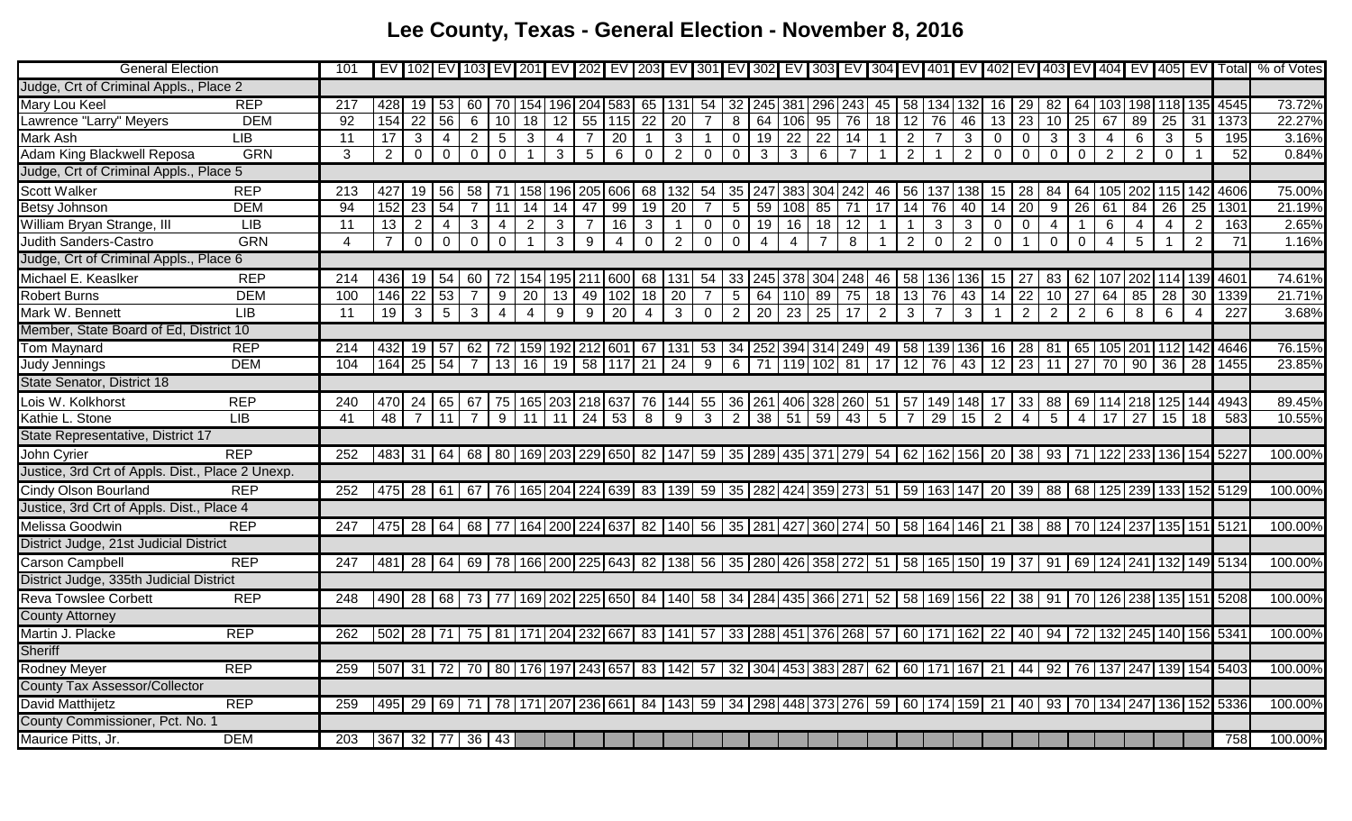# Lee County, Texas - General Election - November 8, 2016

| General Election | | 101 | EV | 102 | EV | 103 | EV | 201 | EV | 202 | EV | 203 | EV | 301 | EV | 302 | EV | 303 | EV | 304 | EV | 401 | EV | 402 | EV | 403 | EV | 404 | EV | 405 | EV | Total | % of Votes |
|---|---|---|---|---|---|---|---|---|---|---|---|---|---|---|---|---|---|---|---|---|---|---|---|---|---|---|---|---|---|---|---|---|---|
| Judge, Crt of Criminal Appls., Place 2 | | | | | | | | | | | | | | | | | | | | | | | | | | | | | | | | | |
| Mary Lou Keel | REP | 217 | 428 | 19 | 53 | 60 | 70 | 154 | 196 | 204 | 583 | 65 | 131 | 54 | 32 | 245 | 381 | 296 | 243 | 45 | 58 | 134 | 132 | 16 | 29 | 82 | 64 | 103 | 198 | 118 | 135 | 4545 | 73.72% |
| Lawrence "Larry" Meyers | DEM | 92 | 154 | 22 | 56 | 6 | 10 | 18 | 12 | 55 | 115 | 22 | 20 | 7 | 8 | 64 | 106 | 95 | 76 | 18 | 12 | 76 | 46 | 13 | 23 | 10 | 25 | 67 | 89 | 25 | 31 | 1373 | 22.27% |
| Mark Ash | LIB | 11 | 17 | 3 | 4 | 2 | 5 | 3 | 4 | 7 | 20 | 1 | 3 | 1 | 0 | 19 | 22 | 22 | 14 | 1 | 2 | 7 | 3 | 0 | 0 | 3 | 3 | 4 | 6 | 3 | 5 | 195 | 3.16% |
| Adam King Blackwell Reposa | GRN | 3 | 2 | 0 | 0 | 0 | 0 | 1 | 3 | 5 | 6 | 0 | 2 | 0 | 0 | 3 | 3 | 6 | 7 | 1 | 2 | 1 | 2 | 0 | 0 | 0 | 0 | 2 | 2 | 0 | 1 | 52 | 0.84% |
| Judge, Crt of Criminal Appls., Place 5 | | | | | | | | | | | | | | | | | | | | | | | | | | | | | | | | | |
| Scott Walker | REP | 213 | 427 | 19 | 56 | 58 | 71 | 158 | 196 | 205 | 606 | 68 | 132 | 54 | 35 | 247 | 383 | 304 | 242 | 46 | 56 | 137 | 138 | 15 | 28 | 84 | 64 | 105 | 202 | 115 | 142 | 4606 | 75.00% |
| Betsy Johnson | DEM | 94 | 152 | 23 | 54 | 7 | 11 | 14 | 14 | 47 | 99 | 19 | 20 | 7 | 5 | 59 | 108 | 85 | 71 | 17 | 14 | 76 | 40 | 14 | 20 | 9 | 26 | 61 | 84 | 26 | 25 | 1301 | 21.19% |
| William Bryan Strange, III | LIB | 11 | 13 | 2 | 4 | 3 | 4 | 2 | 3 | 7 | 16 | 3 | 1 | 0 | 0 | 19 | 16 | 18 | 12 | 1 | 1 | 3 | 3 | 0 | 0 | 4 | 1 | 6 | 4 | 4 | 2 | 163 | 2.65% |
| Judith Sanders-Castro | GRN | 4 | 7 | 0 | 0 | 0 | 0 | 1 | 3 | 9 | 4 | 0 | 2 | 0 | 0 | 4 | 4 | 7 | 8 | 1 | 2 | 0 | 2 | 0 | 1 | 0 | 0 | 4 | 5 | 1 | 2 | 71 | 1.16% |
| Judge, Crt of Criminal Appls., Place 6 | | | | | | | | | | | | | | | | | | | | | | | | | | | | | | | | | |
| Michael E. Keaslker | REP | 214 | 436 | 19 | 54 | 60 | 72 | 154 | 195 | 211 | 600 | 68 | 131 | 54 | 33 | 245 | 378 | 304 | 248 | 46 | 58 | 136 | 136 | 15 | 27 | 83 | 62 | 107 | 202 | 114 | 139 | 4601 | 74.61% |
| Robert Burns | DEM | 100 | 146 | 22 | 53 | 7 | 9 | 20 | 13 | 49 | 102 | 18 | 20 | 7 | 5 | 64 | 110 | 89 | 75 | 18 | 13 | 76 | 43 | 14 | 22 | 10 | 27 | 64 | 85 | 28 | 30 | 1339 | 21.71% |
| Mark W. Bennett | LIB | 11 | 19 | 3 | 5 | 3 | 4 | 4 | 9 | 9 | 20 | 4 | 3 | 0 | 2 | 20 | 23 | 25 | 17 | 2 | 3 | 7 | 3 | 1 | 2 | 2 | 2 | 6 | 8 | 6 | 4 | 227 | 3.68% |
| Member, State Board of Ed, District 10 | | | | | | | | | | | | | | | | | | | | | | | | | | | | | | | | | |
| Tom Maynard | REP | 214 | 432 | 19 | 57 | 62 | 72 | 159 | 192 | 212 | 601 | 67 | 131 | 53 | 34 | 252 | 394 | 314 | 249 | 49 | 58 | 139 | 136 | 16 | 28 | 81 | 65 | 105 | 201 | 112 | 142 | 4646 | 76.15% |
| Judy Jennings | DEM | 104 | 164 | 25 | 54 | 7 | 13 | 16 | 19 | 58 | 117 | 21 | 24 | 9 | 6 | 71 | 119 | 102 | 81 | 17 | 12 | 76 | 43 | 12 | 23 | 11 | 27 | 70 | 90 | 36 | 28 | 1455 | 23.85% |
| State Senator, District 18 | | | | | | | | | | | | | | | | | | | | | | | | | | | | | | | | | |
| Lois W. Kolkhorst | REP | 240 | 470 | 24 | 65 | 67 | 75 | 165 | 203 | 218 | 637 | 76 | 144 | 55 | 36 | 261 | 406 | 328 | 260 | 51 | 57 | 149 | 148 | 17 | 33 | 88 | 69 | 114 | 218 | 125 | 144 | 4943 | 89.45% |
| Kathie L. Stone | LIB | 41 | 48 | 7 | 11 | 7 | 9 | 11 | 11 | 24 | 53 | 8 | 9 | 3 | 2 | 38 | 51 | 59 | 43 | 5 | 7 | 29 | 15 | 2 | 4 | 5 | 4 | 17 | 27 | 15 | 18 | 583 | 10.55% |
| State Representative, District 17 | | | | | | | | | | | | | | | | | | | | | | | | | | | | | | | | | |
| John Cyrier | REP | 252 | 483 | 31 | 64 | 68 | 80 | 169 | 203 | 229 | 650 | 82 | 147 | 59 | 35 | 289 | 435 | 371 | 279 | 54 | 62 | 162 | 156 | 20 | 38 | 93 | 71 | 122 | 233 | 136 | 154 | 5227 | 100.00% |
| Justice, 3rd Crt of Appls. Dist., Place 2 Unexp. | | | | | | | | | | | | | | | | | | | | | | | | | | | | | | | | | |
| Cindy Olson Bourland | REP | 252 | 475 | 28 | 61 | 67 | 76 | 165 | 204 | 224 | 639 | 83 | 139 | 59 | 35 | 282 | 424 | 359 | 273 | 51 | 59 | 163 | 147 | 20 | 39 | 88 | 68 | 125 | 239 | 133 | 152 | 5129 | 100.00% |
| Justice, 3rd Crt of Appls. Dist., Place 4 | | | | | | | | | | | | | | | | | | | | | | | | | | | | | | | | | |
| Melissa Goodwin | REP | 247 | 475 | 28 | 64 | 68 | 77 | 164 | 200 | 224 | 637 | 82 | 140 | 56 | 35 | 281 | 427 | 360 | 274 | 50 | 58 | 164 | 146 | 21 | 38 | 88 | 70 | 124 | 237 | 135 | 151 | 5121 | 100.00% |
| District Judge, 21st Judicial District | | | | | | | | | | | | | | | | | | | | | | | | | | | | | | | | | |
| Carson Campbell | REP | 247 | 481 | 28 | 64 | 69 | 78 | 166 | 200 | 225 | 643 | 82 | 138 | 56 | 35 | 280 | 426 | 358 | 272 | 51 | 58 | 165 | 150 | 19 | 37 | 91 | 69 | 124 | 241 | 132 | 149 | 5134 | 100.00% |
| District Judge, 335th Judicial District | | | | | | | | | | | | | | | | | | | | | | | | | | | | | | | | | |
| Reva Towslee Corbett | REP | 248 | 490 | 28 | 68 | 73 | 77 | 169 | 202 | 225 | 650 | 84 | 140 | 58 | 34 | 284 | 435 | 366 | 271 | 52 | 58 | 169 | 156 | 22 | 38 | 91 | 70 | 126 | 238 | 135 | 151 | 5208 | 100.00% |
| County Attorney | | | | | | | | | | | | | | | | | | | | | | | | | | | | | | | | | |
| Martin J. Placke | REP | 262 | 502 | 28 | 71 | 75 | 81 | 171 | 204 | 232 | 667 | 83 | 141 | 57 | 33 | 288 | 451 | 376 | 268 | 57 | 60 | 171 | 162 | 22 | 40 | 94 | 72 | 132 | 245 | 140 | 156 | 5341 | 100.00% |
| Sheriff | | | | | | | | | | | | | | | | | | | | | | | | | | | | | | | | | |
| Rodney Meyer | REP | 259 | 507 | 31 | 72 | 70 | 80 | 176 | 197 | 243 | 657 | 83 | 142 | 57 | 32 | 304 | 453 | 383 | 287 | 62 | 60 | 171 | 167 | 21 | 44 | 92 | 76 | 137 | 247 | 139 | 154 | 5403 | 100.00% |
| County Tax Assessor/Collector | | | | | | | | | | | | | | | | | | | | | | | | | | | | | | | | | |
| David Matthijetz | REP | 259 | 495 | 29 | 69 | 71 | 78 | 171 | 207 | 236 | 661 | 84 | 143 | 59 | 34 | 298 | 448 | 373 | 276 | 59 | 60 | 174 | 159 | 21 | 40 | 93 | 70 | 134 | 247 | 136 | 152 | 5336 | 100.00% |
| County Commissioner, Pct. No. 1 | | | | | | | | | | | | | | | | | | | | | | | | | | | | | | | | | |
| Maurice Pitts, Jr. | DEM | 203 | 367 | 32 | 77 | 36 | 43 | | | | | | | | | | | | | | | | | | | | | | | | | 758 | 100.00% |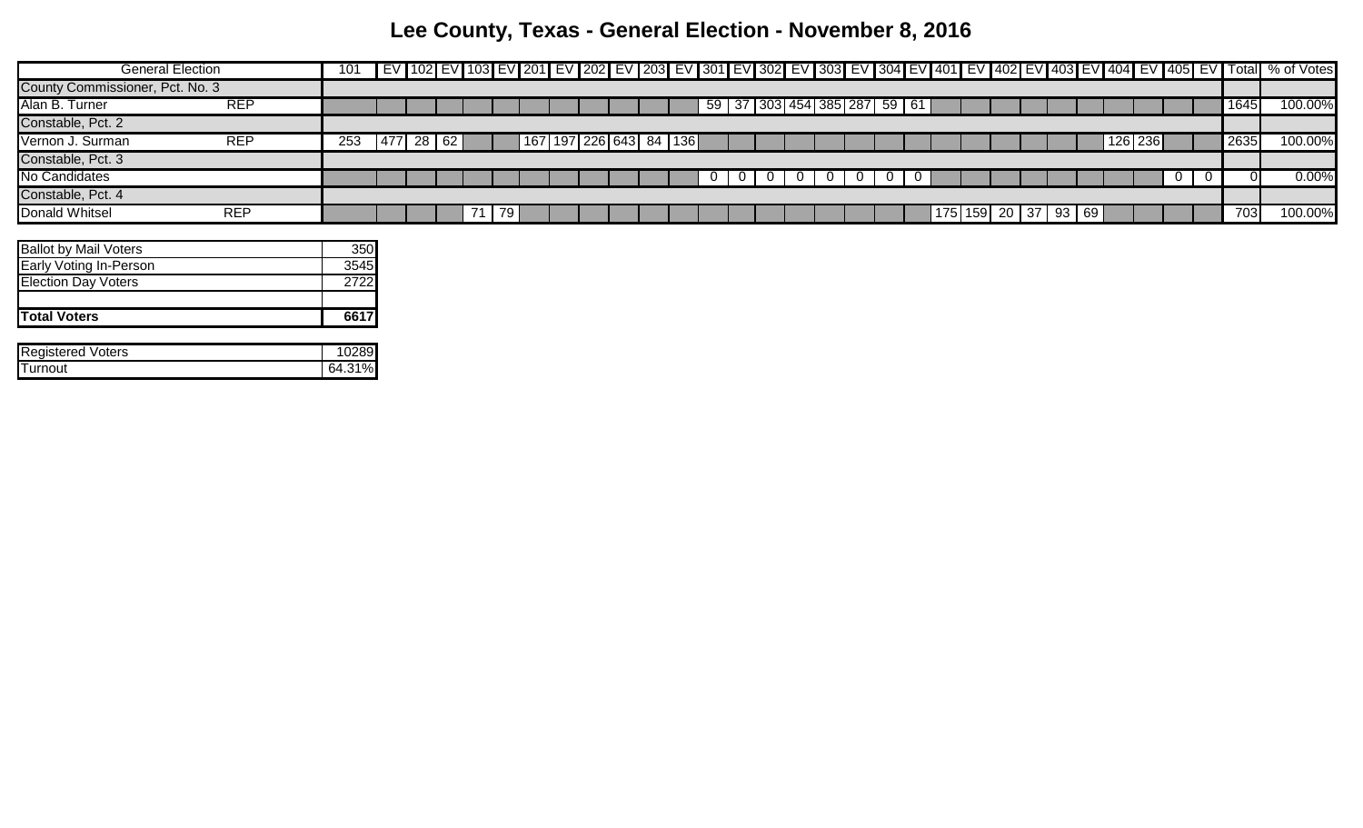# Lee County, Texas - General Election - November 8, 2016

| General Election | | 101 | EV | 102 | EV | 103 | EV | 201 | EV | 202 | EV | 203 | EV | 301 | EV | 302 | EV | 303 | EV | 304 | EV | 401 | EV | 402 | EV | 403 | EV | 404 | EV | 405 | EV | Total | % of Votes |
|---|---|---|---|---|---|---|---|---|---|---|---|---|---|---|---|---|---|---|---|---|---|---|---|---|---|---|---|---|---|---|---|---|---|
| County Commissioner, Pct. No. 3 | | | | | | | | | | | | | | | | | | | | | | | | | | | | | | | | | |
| Alan B. Turner | REP | | | | | | | | | | | | | 59 | 37 | 303 | 454 | 385 | 287 | 59 | 61 | | | | | | | | | | | 1645 | 100.00% |
| Constable, Pct. 2 | | | | | | | | | | | | | | | | | | | | | | | | | | | | | | | | | |
| Vernon J. Surman | REP | 253 | 477 | 28 | 62 | | | 167 | 197 | 226 | 643 | 84 | 136 | | | | | | | | | | | | | | | 126 | 236 | | | 2635 | 100.00% |
| Constable, Pct. 3 | | | | | | | | | | | | | | | | | | | | | | | | | | | | | | | | | |
| No Candidates | | | | | | | | | | | | | | 0 | 0 | 0 | 0 | 0 | 0 | 0 | 0 | | | | | | | | | 0 | 0 | 0 | 0.00% |
| Constable, Pct. 4 | | | | | | | | | | | | | | | | | | | | | | | | | | | | | | | | | |
| Donald Whitsel | REP | | | | | 71 | 79 | | | | | | | | | | | | | | | 175 | 159 | 20 | 37 | 93 | 69 | | | | | 703 | 100.00% |

| | |
|---|---|
| Ballot by Mail Voters | 350 |
| Early Voting In-Person | 3545 |
| Election Day Voters | 2722 |
| | |
| **Total Voters** | **6617** |

| | |
|---|---|
| Registered Voters | 10289 |
| Turnout | 64.31% |